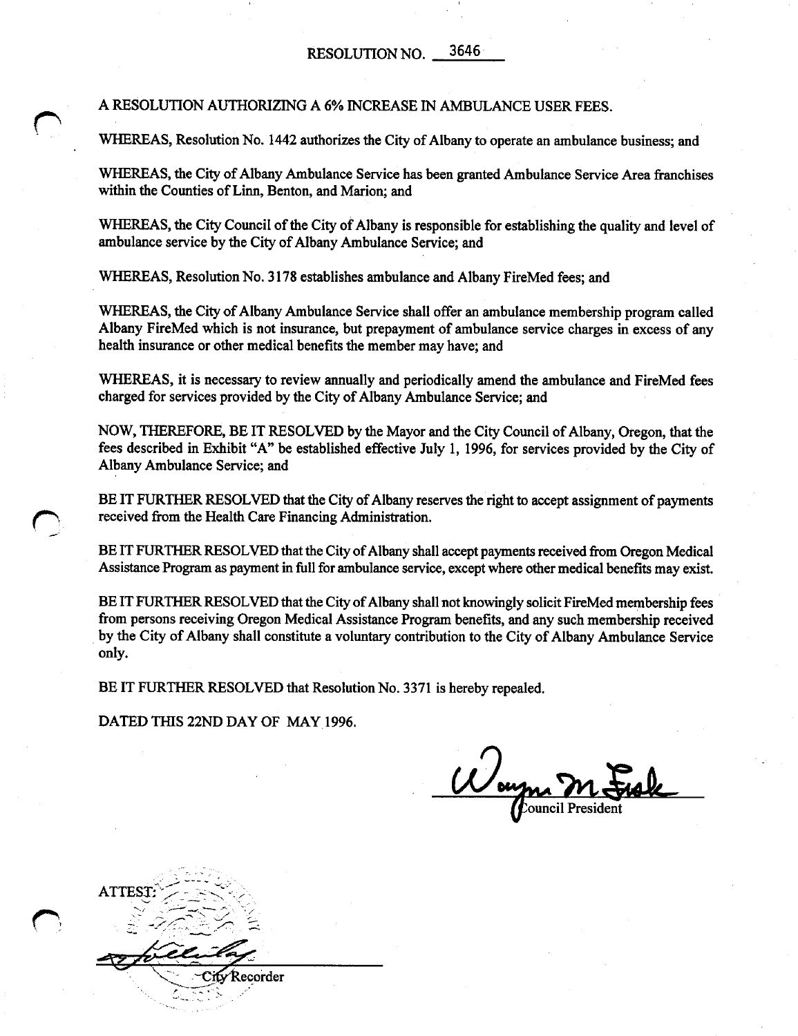# RESOLUTION NO. 3646

A RESOLUTION AUTHORIZING A 6% INCREASE IN AMBULANCE USER FEES.

WHEREAS, Resolution No. 1442 authorizes the City of Albany to operate an ambulance business; and

WHEREAS, the City of Albany Ambulance Service has been granted Ambulance Service Area franchises within the Counties of Linn, Benton, and Marion; and

WHEREAS, the City Council of the City of Albany is responsible for establishing the quality and level of ambulance service by the City of Albany Ambulance Service; and

WHEREAS, Resolution No. 3178 establishes ambulance and Albany FireMed fees; and

WHEREAS, the City of Albany Ambulance Service shall offer an ambulance membership program called Albany FireMed which is not insurance, but prepayment of ambulance service charges in excess of any health insurance or other medical benefits the member may have; and

WHEREAS, it is necessary to review annually and periodically amend the ambulance and FireMed fees charged for services provided by the City of Albany Ambulance Service; and

NOW, THEREFORE, BE IT RESOLVED by the Mayor and the City Council of Albany, Oregon, that the fees described in Exhibit "A" be established effective July 1, 1996, for services provided by the City of Albany Ambulance Service; and

BE IT FURTHER RESOLVED that the City of Albany reserves the right to accept assignment of payments received from the Health Care Financing Administration.

BE IT FURTHER RESOLVED that the City of Albany shall accept payments received from Oregon Medical Assistance Program as payment in full for ambulance service, except where other medical benefits may exist.

BE IT FURTHER RESOLVED that the City of Albany shall not knowingly solicit FireMed membership fees from persons receiving Oregon Medical Assistance Program benefits, and any such membership received by the City of Albany shall constitute a voluntary contribution to the City of Albany Ambulance Service only.

BE IT FURTHER RESOLVED that Resolution No. 3371 is hereby repealed.

DATED THIS 22ND DAY OF MAY 1996.

Council President

ATTEST:

City Recorder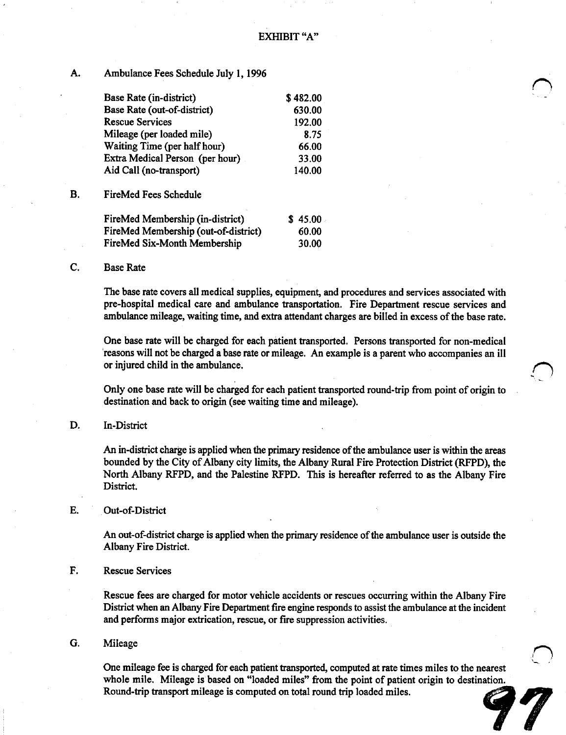# EXHIBIT "A"

## A. Ambulance Fees Schedule July 1, 1996

| | |
|---|---|
| Base Rate (in-district) | $ 482.00 |
| Base Rate (out-of-district) | 630.00 |
| Rescue Services | 192.00 |
| Mileage (per loaded mile) | 8.75 |
| Waiting Time (per half hour) | 66.00 |
| Extra Medical Person (per hour) | 33.00 |
| Aid Call (no-transport) | 140.00 |

## B. FireMed Fees Schedule

| | |
|---|---|
| FireMed Membership (in-district) | $ 45.00 |
| FireMed Membership (out-of-district) | 60.00 |
| FireMed Six-Month Membership | 30.00 |

## C. Base Rate

The base rate covers all medical supplies, equipment, and procedures and services associated with pre-hospital medical care and ambulance transportation. Fire Department rescue services and ambulance mileage, waiting time, and extra attendant charges are billed in excess of the base rate.

One base rate will be charged for each patient transported. Persons transported for non-medical reasons will not be charged a base rate or mileage. An example is a parent who accompanies an ill or injured child in the ambulance.

Only one base rate will be charged for each patient transported round-trip from point of origin to destination and back to origin (see waiting time and mileage).

## D. In-District

An in-district charge is applied when the primary residence of the ambulance user is within the areas bounded by the City of Albany city limits, the Albany Rural Fire Protection District (RFPD), the North Albany RFPD, and the Palestine RFPD. This is hereafter referred to as the Albany Fire District.

## E. Out-of-District

An out-of-district charge is applied when the primary residence of the ambulance user is outside the Albany Fire District.

## F. Rescue Services

Rescue fees are charged for motor vehicle accidents or rescues occurring within the Albany Fire District when an Albany Fire Department fire engine responds to assist the ambulance at the incident and performs major extrication, rescue, or fire suppression activities.

## G. Mileage

One mileage fee is charged for each patient transported, computed at rate times miles to the nearest whole mile. Mileage is based on "loaded miles" from the point of patient origin to destination. Round-trip transport mileage is computed on total round trip loaded miles.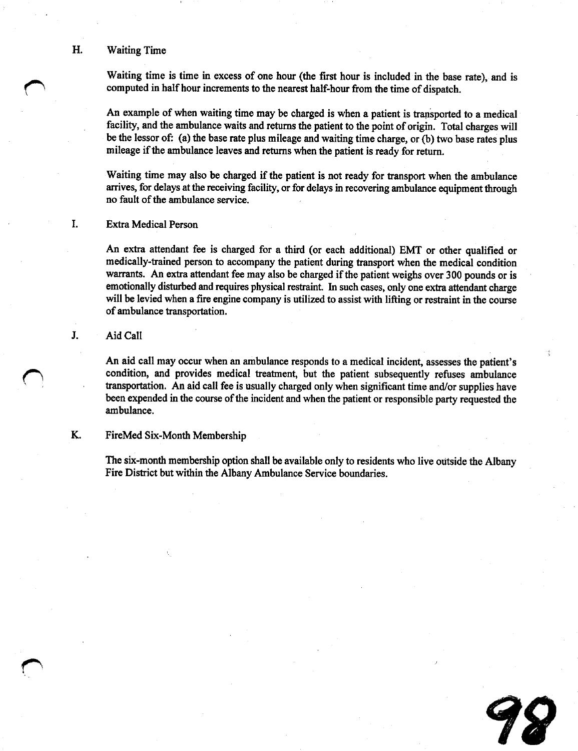### H. Waiting Time

Waiting time is time in excess of one hour (the first hour is included in the base rate), and is computed in half hour increments to the nearest half-hour from the time of dispatch.

An example of when waiting time may be charged is when a patient is transported to a medical facility, and the ambulance waits and returns the patient to the point of origin. Total charges will be the lessor of: (a) the base rate plus mileage and waiting time charge, or (b) two base rates plus mileage if the ambulance leaves and returns when the patient is ready for return.

Waiting time may also be charged if the patient is not ready for transport when the ambulance arrives, for delays at the receiving facility, or for delays in recovering ambulance equipment through no fault of the ambulance service.

### I. Extra Medical Person

An extra attendant fee is charged for a third (or each additional) EMT or other qualified or medically-trained person to accompany the patient during transport when the medical condition warrants. An extra attendant fee may also be charged if the patient weighs over 300 pounds or is emotionally disturbed and requires physical restraint. In such cases, only one extra attendant charge will be levied when a fire engine company is utilized to assist with lifting or restraint in the course of ambulance transportation.

### J. Aid Call

An aid call may occur when an ambulance responds to a medical incident, assesses the patient's condition, and provides medical treatment, but the patient subsequently refuses ambulance transportation. An aid call fee is usually charged only when significant time and/or supplies have been expended in the course of the incident and when the patient or responsible party requested the ambulance.

### K. FireMed Six-Month Membership

The six-month membership option shall be available only to residents who live outside the Albany Fire District but within the Albany Ambulance Service boundaries.